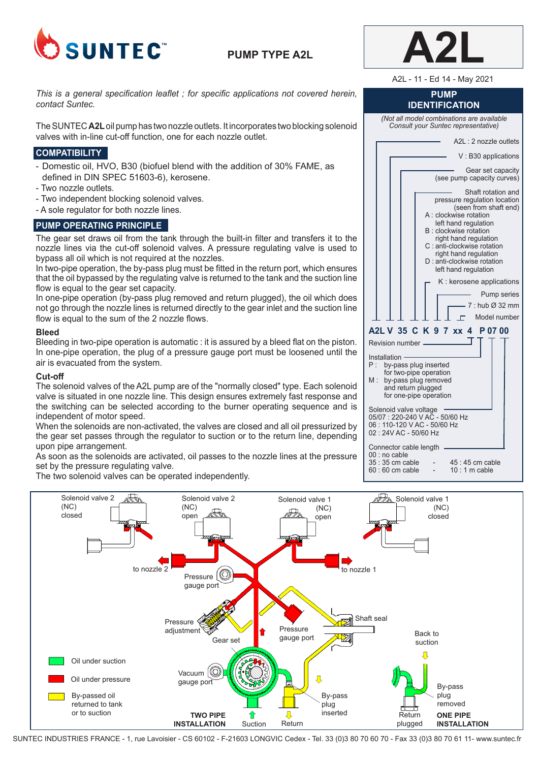# SUNTEC™

## PUMP TYPE A2L

# A2L

A2L - 11 - Ed 14 - May 2021

*This is a general specification leaflet ; for specific applications not covered herein, contact Suntec.*

The SUNTEC **A2L** oil pump has two nozzle outlets. It incorporates two blocking solenoid valves with in-line cut-off function, one for each nozzle outlet.

## COMPATIBILITY

- Domestic oil, HVO, B30 (biofuel blend with the addition of 30% FAME, as defined in DIN SPEC 51603-6), kerosene.
- Two nozzle outlets.
- Two independent blocking solenoid valves.
- A sole regulator for both nozzle lines.

## PUMP OPERATING PRINCIPLE

The gear set draws oil from the tank through the built-in filter and transfers it to the nozzle lines via the cut-off solenoid valves. A pressure regulating valve is used to bypass all oil which is not required at the nozzles.

In two-pipe operation, the by-pass plug must be fitted in the return port, which ensures that the oil bypassed by the regulating valve is returned to the tank and the suction line flow is equal to the gear set capacity.

In one-pipe operation (by-pass plug removed and return plugged), the oil which does not go through the nozzle lines is returned directly to the gear inlet and the suction line flow is equal to the sum of the 2 nozzle flows.

### Bleed

Bleeding in two-pipe operation is automatic : it is assured by a bleed flat on the piston. In one-pipe operation, the plug of a pressure gauge port must be loosened until the air is evacuated from the system.

### Cut-off

The solenoid valves of the A2L pump are of the "normally closed" type. Each solenoid valve is situated in one nozzle line. This design ensures extremely fast response and the switching can be selected according to the burner operating sequence and is independent of motor speed.

When the solenoids are non-activated, the valves are closed and all oil pressurized by the gear set passes through the regulator to suction or to the return line, depending upon pipe arrangement.

As soon as the solenoids are activated, oil passes to the nozzle lines at the pressure set by the pressure regulating valve.

The two solenoid valves can be operated independently.

## PUMP IDENTIFICATION

*(Not all model combinations are available Consult your Suntec representative)*

**A2L V 35 C K 9 7 xx 4 P 07 00**

- A2L : 2 nozzle outlets
- V : B30 applications
- Gear set capacity (see pump capacity curves)
- Shaft rotation and pressure regulation location (seen from shaft end)
  - A : clockwise rotation left hand regulation
  - B : clockwise rotation right hand regulation
  - C : anti-clockwise rotation right hand regulation
  - D : anti-clockwise rotation left hand regulation
- K : kerosene applications
- Pump series
- 7 : hub Ø 32 mm
- Model number
- Revision number
- Installation
  - P : by-pass plug inserted for two-pipe operation
  - M : by-pass plug removed and return plugged for one-pipe operation
- Solenoid valve voltage
  - 05/07 : 220-240 V AC - 50/60 Hz
  - 06 : 110-120 V AC - 50/60 Hz
  - 02 : 24V AC - 50/60 Hz
- Connector cable length
  - 00 : no cable
  - 35 : 35 cm cable - 45 : 45 cm cable
  - 60 : 60 cm cable - 10 : 1 m cable

Solenoid valve 2 (NC) closed — Solenoid valve 2 (NC) open — Solenoid valve 1 (NC) open — Solenoid valve 1 (NC) closed

to nozzle 2 — to nozzle 1 — Pressure gauge port — Pressure adjustment — Gear set — Pressure gauge port — Shaft seal — Back to suction — Vacuum gauge port — Suction — Return — By-pass plug inserted — Return plugged — By-pass plug removed

**TWO PIPE INSTALLATION** — **ONE PIPE INSTALLATION**

- Oil under suction
- Oil under pressure
- By-passed oil returned to tank or to suction

SUNTEC INDUSTRIES FRANCE - 1, rue Lavoisier - CS 60102 - F-21603 LONGVIC Cedex - Tel. 33 (0)3 80 70 60 70 - Fax 33 (0)3 80 70 61 11- www.suntec.fr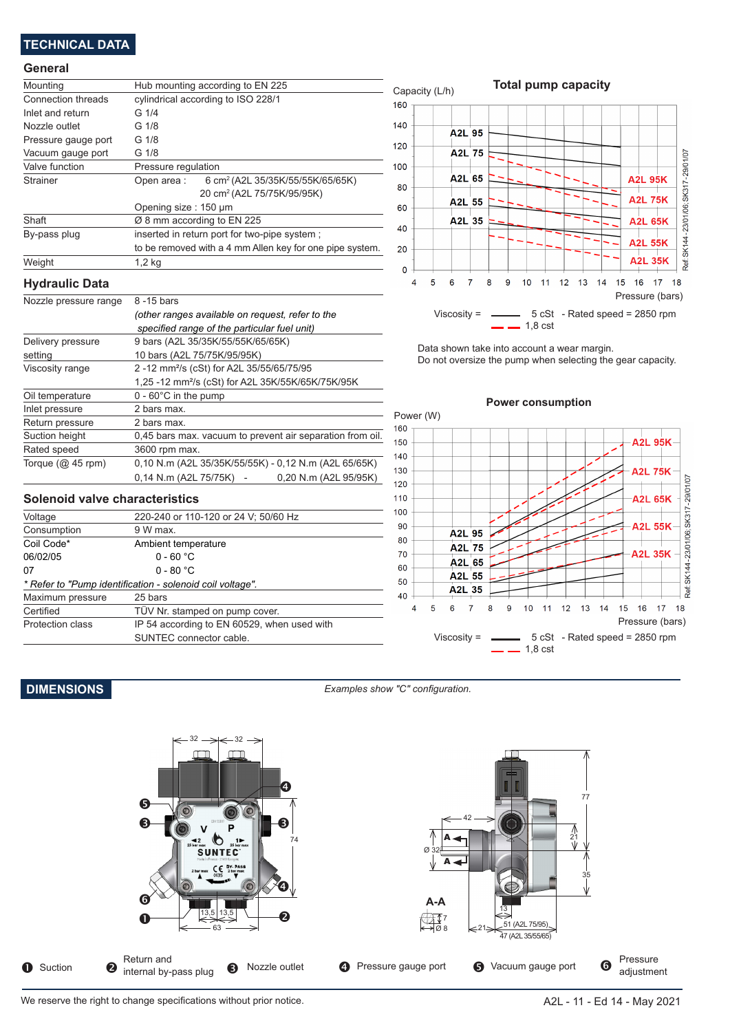# TECHNICAL DATA

## General

| | |
|---|---|
| Mounting | Hub mounting according to EN 225 |
| Connection threads | cylindrical according to ISO 228/1 |
| Inlet and return | G 1/4 |
| Nozzle outlet | G 1/8 |
| Pressure gauge port | G 1/8 |
| Vacuum gauge port | G 1/8 |
| Valve function | Pressure regulation |
| Strainer | Open area : 6 cm² (A2L 35/35K/55/55K/65/65K)<br>20 cm² (A2L 75/75K/95/95K)<br>Opening size : 150 µm |
| Shaft | Ø 8 mm according to EN 225 |
| By-pass plug | inserted in return port for two-pipe system ;<br>to be removed with a 4 mm Allen key for one pipe system. |
| Weight | 1,2 kg |

## Hydraulic Data

| | |
|---|---|
| Nozzle pressure range | 8 -15 bars<br>*(other ranges available on request, refer to the specified range of the particular fuel unit)* |
| Delivery pressure setting | 9 bars (A2L 35/35K/55/55K/65/65K)<br>10 bars (A2L 75/75K/95/95K) |
| Viscosity range | 2 -12 mm²/s (cSt) for A2L 35/55/65/75/95<br>1,25 -12 mm²/s (cSt) for A2L 35K/55K/65K/75K/95K |
| Oil temperature | 0 - 60°C in the pump |
| Inlet pressure | 2 bars max. |
| Return pressure | 2 bars max. |
| Suction height | 0,45 bars max. vacuum to prevent air separation from oil. |
| Rated speed | 3600 rpm max. |
| Torque (@ 45 rpm) | 0,10 N.m (A2L 35/35K/55/55K) - 0,12 N.m (A2L 65/65K)<br>0,14 N.m (A2L 75/75K) - 0,20 N.m (A2L 95/95K) |

## Solenoid valve characteristics

| | |
|---|---|
| Voltage | 220-240 or 110-120 or 24 V; 50/60 Hz |
| Consumption | 9 W max. |
| Coil Code* | Ambient temperature |
| 06/02/05 | 0 - 60 °C |
| 07 | 0 - 80 °C |

*\* Refer to "Pump identification - solenoid coil voltage".*

| | |
|---|---|
| Maximum pressure | 25 bars |
| Certified | TÜV Nr. stamped on pump cover. |
| Protection class | IP 54 according to EN 60529, when used with SUNTEC connector cable. |

### Total pump capacity

Capacity (L/h)

160, 140, 120, 100, 80, 60, 40, 20, 0

A2L 95, A2L 75, A2L 65, A2L 55, A2L 35

A2L 95K, A2L 75K, A2L 65K, A2L 55K, A2L 35K

4 5 6 7 8 9 10 11 12 13 14 15 16 17 18

Pressure (bars)

Viscosity = 5 cSt (solid line), 1,8 cst (dashed line) - Rated speed = 2850 rpm

Ref: SK144 - 23/01/06; SK317 - 29/01/07

Data shown take into account a wear margin.
Do not oversize the pump when selecting the gear capacity.

### Power consumption

Power (W)

160, 150, 140, 130, 120, 110, 100, 90, 80, 70, 60, 50, 40

A2L 95, A2L 75, A2L 65, A2L 55, A2L 35

A2L 95K, A2L 75K, A2L 65K, A2L 55K, A2L 35K

4 5 6 7 8 9 10 11 12 13 14 15 16 17 18

Pressure (bars)

Viscosity = 5 cSt (solid line), 1,8 cst (dashed line) - Rated speed = 2850 rpm

Ref: SK144 - 23/01/06; SK317 - 29/01/07

# DIMENSIONS

*Examples show "C" configuration.*

32, 32, 74, 13,5, 13,5, 63

V, P, SUNTEC

A-A, 42, Ø 32, 21, 77, 35, 13, 7, Ø 8, 21, 51 (A2L 75/95), 47 (A2L 35/55/65)

1 Suction
2 Return and internal by-pass plug
3 Nozzle outlet
4 Pressure gauge port
5 Vacuum gauge port
6 Pressure adjustment

We reserve the right to change specifications without prior notice.